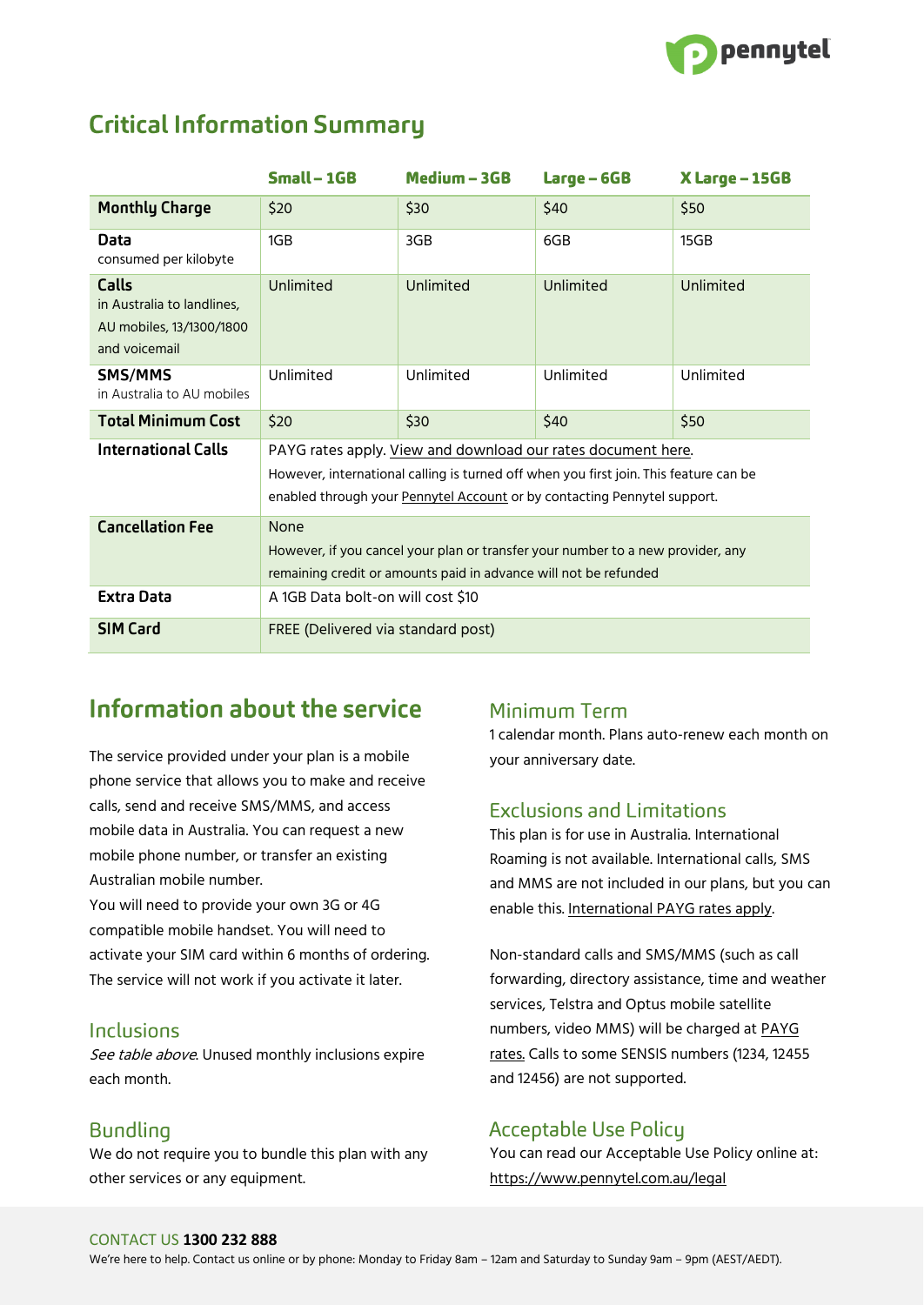# Critical Information Summary

| | Small – 1GB | Medium – 3GB | Large – 6GB | X Large – 15GB |
|---|---|---|---|---|
| **Monthly Charge** | $20 | $30 | $40 | $50 |
| **Data** consumed per kilobyte | 1GB | 3GB | 6GB | 15GB |
| **Calls** in Australia to landlines, AU mobiles, 13/1300/1800 and voicemail | Unlimited | Unlimited | Unlimited | Unlimited |
| **SMS/MMS** in Australia to AU mobiles | Unlimited | Unlimited | Unlimited | Unlimited |
| **Total Minimum Cost** | $20 | $30 | $40 | $50 |
| **International Calls** | PAYG rates apply. View and download our rates document here. However, international calling is turned off when you first join. This feature can be enabled through your Pennytel Account or by contacting Pennytel support. | | | |
| **Cancellation Fee** | None However, if you cancel your plan or transfer your number to a new provider, any remaining credit or amounts paid in advance will not be refunded | | | |
| **Extra Data** | A 1GB Data bolt-on will cost $10 | | | |
| **SIM Card** | FREE (Delivered via standard post) | | | |

## Information about the service

The service provided under your plan is a mobile phone service that allows you to make and receive calls, send and receive SMS/MMS, and access mobile data in Australia. You can request a new mobile phone number, or transfer an existing Australian mobile number.

You will need to provide your own 3G or 4G compatible mobile handset. You will need to activate your SIM card within 6 months of ordering. The service will not work if you activate it later.

### Inclusions

*See table above*. Unused monthly inclusions expire each month.

### Bundling

We do not require you to bundle this plan with any other services or any equipment.

### Minimum Term

1 calendar month. Plans auto-renew each month on your anniversary date.

### Exclusions and Limitations

This plan is for use in Australia. International Roaming is not available. International calls, SMS and MMS are not included in our plans, but you can enable this. International PAYG rates apply.

Non-standard calls and SMS/MMS (such as call forwarding, directory assistance, time and weather services, Telstra and Optus mobile satellite numbers, video MMS) will be charged at PAYG rates. Calls to some SENSIS numbers (1234, 12455 and 12456) are not supported.

### Acceptable Use Policy

You can read our Acceptable Use Policy online at: https://www.pennytel.com.au/legal

CONTACT US **1300 232 888**

We're here to help. Contact us online or by phone: Monday to Friday 8am – 12am and Saturday to Sunday 9am – 9pm (AEST/AEDT).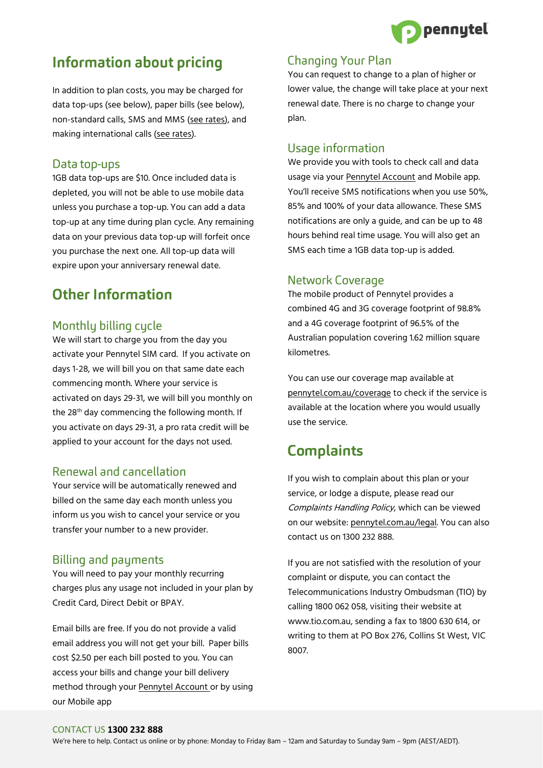## Information about pricing

In addition to plan costs, you may be charged for data top-ups (see below), paper bills (see below), non-standard calls, SMS and MMS (see rates), and making international calls (see rates).

### Data top-ups

1GB data top-ups are $10. Once included data is depleted, you will not be able to use mobile data unless you purchase a top-up. You can add a data top-up at any time during plan cycle. Any remaining data on your previous data top-up will forfeit once you purchase the next one. All top-up data will expire upon your anniversary renewal date.

## Other Information

### Monthly billing cycle

We will start to charge you from the day you activate your Pennytel SIM card. If you activate on days 1-28, we will bill you on that same date each commencing month. Where your service is activated on days 29-31, we will bill you monthly on the 28th day commencing the following month. If you activate on days 29-31, a pro rata credit will be applied to your account for the days not used.

### Renewal and cancellation

Your service will be automatically renewed and billed on the same day each month unless you inform us you wish to cancel your service or you transfer your number to a new provider.

### Billing and payments

You will need to pay your monthly recurring charges plus any usage not included in your plan by Credit Card, Direct Debit or BPAY.

Email bills are free. If you do not provide a valid email address you will not get your bill. Paper bills cost $2.50 per each bill posted to you. You can access your bills and change your bill delivery method through your Pennytel Account or by using our Mobile app

### Changing Your Plan

You can request to change to a plan of higher or lower value, the change will take place at your next renewal date. There is no charge to change your plan.

### Usage information

We provide you with tools to check call and data usage via your Pennytel Account and Mobile app. You'll receive SMS notifications when you use 50%, 85% and 100% of your data allowance. These SMS notifications are only a guide, and can be up to 48 hours behind real time usage. You will also get an SMS each time a 1GB data top-up is added.

### Network Coverage

The mobile product of Pennytel provides a combined 4G and 3G coverage footprint of 98.8% and a 4G coverage footprint of 96.5% of the Australian population covering 1.62 million square kilometres.

You can use our coverage map available at pennytel.com.au/coverage to check if the service is available at the location where you would usually use the service.

## Complaints

If you wish to complain about this plan or your service, or lodge a dispute, please read our *Complaints Handling Policy*, which can be viewed on our website: pennytel.com.au/legal. You can also contact us on 1300 232 888.

If you are not satisfied with the resolution of your complaint or dispute, you can contact the Telecommunications Industry Ombudsman (TIO) by calling 1800 062 058, visiting their website at www.tio.com.au, sending a fax to 1800 630 614, or writing to them at PO Box 276, Collins St West, VIC 8007.

CONTACT US **1300 232 888**

We're here to help. Contact us online or by phone: Monday to Friday 8am – 12am and Saturday to Sunday 9am – 9pm (AEST/AEDT).